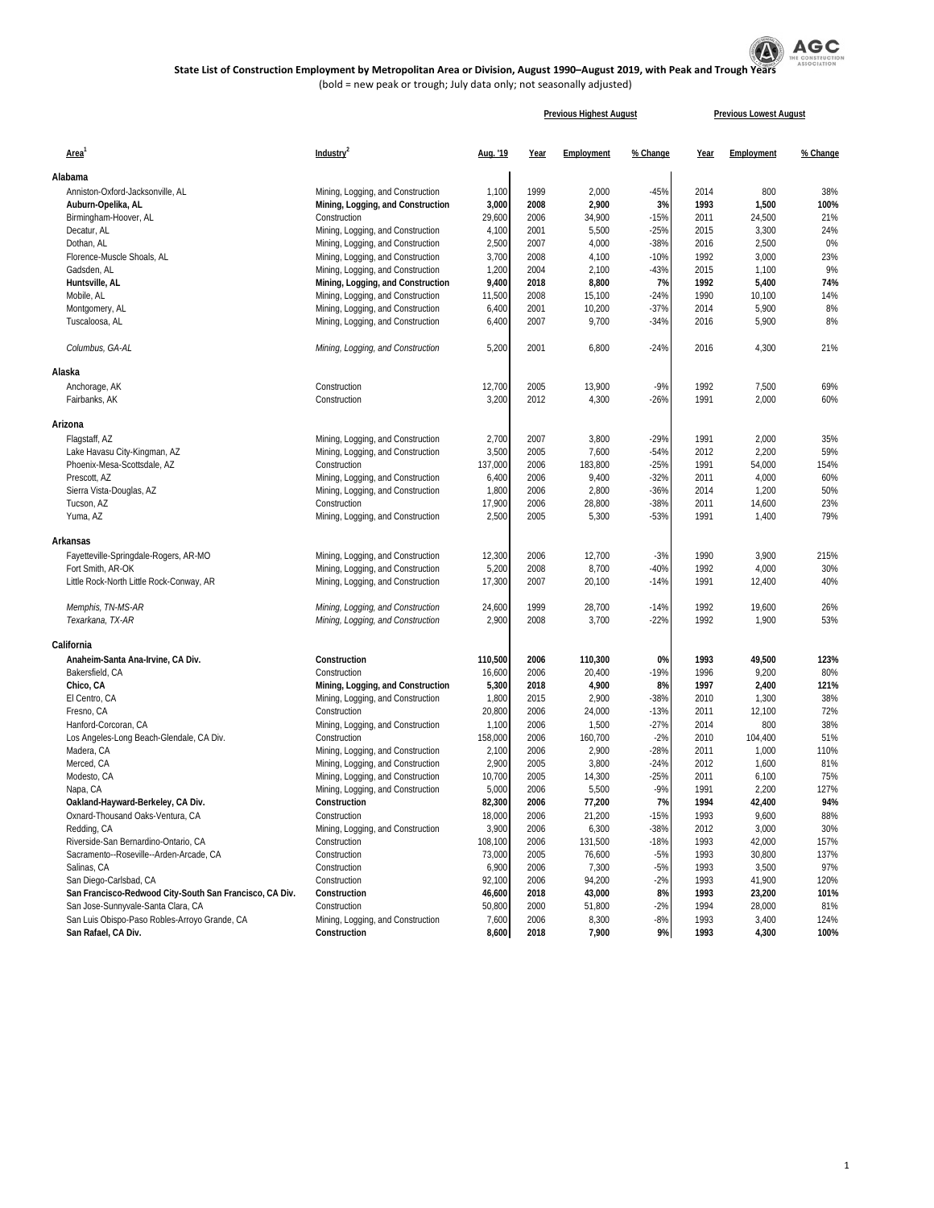**State List of Construction Employment by Metropolitan Area or Division, August 1990–August 2019, with Peak and Trough Years**

(bold = new peak or trough; July data only; not seasonally adjusted)

| Area[1] | Industry[2] | Aug. '19 | Previous Highest August Year | Employment | % Change | Previous Lowest August Year | Employment | % Change |
|---|---|---|---|---|---|---|---|---|
| **Alabama** | | | | | | | | |
| Anniston-Oxford-Jacksonville, AL | Mining, Logging, and Construction | 1,100 | 1999 | 2,000 | -45% | 2014 | 800 | 38% |
| **Auburn-Opelika, AL** | **Mining, Logging, and Construction** | **3,000** | **2008** | **2,900** | **3%** | **1993** | **1,500** | **100%** |
| Birmingham-Hoover, AL | Construction | 29,600 | 2006 | 34,900 | -15% | 2011 | 24,500 | 21% |
| Decatur, AL | Mining, Logging, and Construction | 4,100 | 2001 | 5,500 | -25% | 2015 | 3,300 | 24% |
| Dothan, AL | Mining, Logging, and Construction | 2,500 | 2007 | 4,000 | -38% | 2016 | 2,500 | 0% |
| Florence-Muscle Shoals, AL | Mining, Logging, and Construction | 3,700 | 2008 | 4,100 | -10% | 1992 | 3,000 | 23% |
| Gadsden, AL | Mining, Logging, and Construction | 1,200 | 2004 | 2,100 | -43% | 2015 | 1,100 | 9% |
| **Huntsville, AL** | **Mining, Logging, and Construction** | **9,400** | **2018** | **8,800** | **7%** | **1992** | **5,400** | **74%** |
| Mobile, AL | Mining, Logging, and Construction | 11,500 | 2008 | 15,100 | -24% | 1990 | 10,100 | 14% |
| Montgomery, AL | Mining, Logging, and Construction | 6,400 | 2001 | 10,200 | -37% | 2014 | 5,900 | 8% |
| Tuscaloosa, AL | Mining, Logging, and Construction | 6,400 | 2007 | 9,700 | -34% | 2016 | 5,900 | 8% |
| *Columbus, GA-AL* | *Mining, Logging, and Construction* | 5,200 | 2001 | 6,800 | -24% | 2016 | 4,300 | 21% |
| **Alaska** | | | | | | | | |
| Anchorage, AK | Construction | 12,700 | 2005 | 13,900 | -9% | 1992 | 7,500 | 69% |
| Fairbanks, AK | Construction | 3,200 | 2012 | 4,300 | -26% | 1991 | 2,000 | 60% |
| **Arizona** | | | | | | | | |
| Flagstaff, AZ | Mining, Logging, and Construction | 2,700 | 2007 | 3,800 | -29% | 1991 | 2,000 | 35% |
| Lake Havasu City-Kingman, AZ | Mining, Logging, and Construction | 3,500 | 2005 | 7,600 | -54% | 2012 | 2,200 | 59% |
| Phoenix-Mesa-Scottsdale, AZ | Construction | 137,000 | 2006 | 183,800 | -25% | 1991 | 54,000 | 154% |
| Prescott, AZ | Mining, Logging, and Construction | 6,400 | 2006 | 9,400 | -32% | 2011 | 4,000 | 60% |
| Sierra Vista-Douglas, AZ | Mining, Logging, and Construction | 1,800 | 2006 | 2,800 | -36% | 2014 | 1,200 | 50% |
| Tucson, AZ | Construction | 17,900 | 2006 | 28,800 | -38% | 2011 | 14,600 | 23% |
| Yuma, AZ | Mining, Logging, and Construction | 2,500 | 2005 | 5,300 | -53% | 1991 | 1,400 | 79% |
| **Arkansas** | | | | | | | | |
| Fayetteville-Springdale-Rogers, AR-MO | Mining, Logging, and Construction | 12,300 | 2006 | 12,700 | -3% | 1990 | 3,900 | 215% |
| Fort Smith, AR-OK | Mining, Logging, and Construction | 5,200 | 2008 | 8,700 | -40% | 1992 | 4,000 | 30% |
| Little Rock-North Little Rock-Conway, AR | Mining, Logging, and Construction | 17,300 | 2007 | 20,100 | -14% | 1991 | 12,400 | 40% |
| *Memphis, TN-MS-AR* | *Mining, Logging, and Construction* | 24,600 | 1999 | 28,700 | -14% | 1992 | 19,600 | 26% |
| *Texarkana, TX-AR* | *Mining, Logging, and Construction* | 2,900 | 2008 | 3,700 | -22% | 1992 | 1,900 | 53% |
| **California** | | | | | | | | |
| **Anaheim-Santa Ana-Irvine, CA Div.** | **Construction** | **110,500** | **2006** | **110,300** | **0%** | **1993** | **49,500** | **123%** |
| Bakersfield, CA | Construction | 16,600 | 2006 | 20,400 | -19% | 1996 | 9,200 | 80% |
| **Chico, CA** | **Mining, Logging, and Construction** | **5,300** | **2018** | **4,900** | **8%** | **1997** | **2,400** | **121%** |
| El Centro, CA | Mining, Logging, and Construction | 1,800 | 2015 | 2,900 | -38% | 2010 | 1,300 | 38% |
| Fresno, CA | Construction | 20,800 | 2006 | 24,000 | -13% | 2011 | 12,100 | 72% |
| Hanford-Corcoran, CA | Mining, Logging, and Construction | 1,100 | 2006 | 1,500 | -27% | 2014 | 800 | 38% |
| Los Angeles-Long Beach-Glendale, CA Div. | Construction | 158,000 | 2006 | 160,700 | -2% | 2010 | 104,400 | 51% |
| Madera, CA | Mining, Logging, and Construction | 2,100 | 2006 | 2,900 | -28% | 2011 | 1,000 | 110% |
| Merced, CA | Mining, Logging, and Construction | 2,900 | 2005 | 3,800 | -24% | 2012 | 1,600 | 81% |
| Modesto, CA | Mining, Logging, and Construction | 10,700 | 2005 | 14,300 | -25% | 2011 | 6,100 | 75% |
| Napa, CA | Mining, Logging, and Construction | 5,000 | 2006 | 5,500 | -9% | 1991 | 2,200 | 127% |
| **Oakland-Hayward-Berkeley, CA Div.** | **Construction** | **82,300** | **2006** | **77,200** | **7%** | **1994** | **42,400** | **94%** |
| Oxnard-Thousand Oaks-Ventura, CA | Construction | 18,000 | 2006 | 21,200 | -15% | 1993 | 9,600 | 88% |
| Redding, CA | Mining, Logging, and Construction | 3,900 | 2006 | 6,300 | -38% | 2012 | 3,000 | 30% |
| Riverside-San Bernardino-Ontario, CA | Construction | 108,100 | 2006 | 131,500 | -18% | 1993 | 42,000 | 157% |
| Sacramento--Roseville--Arden-Arcade, CA | Construction | 73,000 | 2005 | 76,600 | -5% | 1993 | 30,800 | 137% |
| Salinas, CA | Construction | 6,900 | 2006 | 7,300 | -5% | 1993 | 3,500 | 97% |
| San Diego-Carlsbad, CA | Construction | 92,100 | 2006 | 94,200 | -2% | 1993 | 41,900 | 120% |
| **San Francisco-Redwood City-South San Francisco, CA Div.** | **Construction** | **46,600** | **2018** | **43,000** | **8%** | **1993** | **23,200** | **101%** |
| San Jose-Sunnyvale-Santa Clara, CA | Construction | 50,800 | 2000 | 51,800 | -2% | 1994 | 28,000 | 81% |
| San Luis Obispo-Paso Robles-Arroyo Grande, CA | Mining, Logging, and Construction | 7,600 | 2006 | 8,300 | -8% | 1993 | 3,400 | 124% |
| **San Rafael, CA Div.** | **Construction** | **8,600** | **2018** | **7,900** | **9%** | **1993** | **4,300** | **100%** |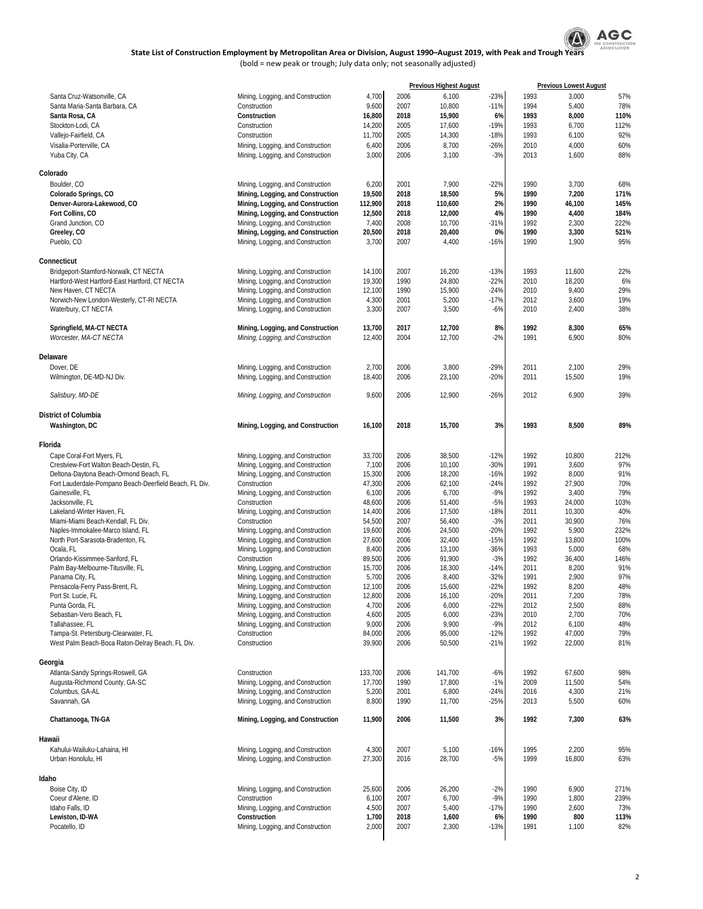### State List of Construction Employment by Metropolitan Area or Division, August 1990–August 2019, with Peak and Trough Years

(bold = new peak or trough; July data only; not seasonally adjusted)

| | | | Previous Highest August | | | Previous Lowest August | | |
|---|---|---|---|---|---|---|---|---|
| Santa Cruz-Watsonville, CA | Mining, Logging, and Construction | 4,700 | 2006 | 6,100 | -23% | 1993 | 3,000 | 57% |
| Santa Maria-Santa Barbara, CA | Construction | 9,600 | 2007 | 10,800 | -11% | 1994 | 5,400 | 78% |
| **Santa Rosa, CA** | **Construction** | **16,800** | **2018** | **15,900** | **6%** | **1993** | **8,000** | **110%** |
| Stockton-Lodi, CA | Construction | 14,200 | 2005 | 17,600 | -19% | 1993 | 6,700 | 112% |
| Vallejo-Fairfield, CA | Construction | 11,700 | 2005 | 14,300 | -18% | 1993 | 6,100 | 92% |
| Visalia-Porterville, CA | Mining, Logging, and Construction | 6,400 | 2006 | 8,700 | -26% | 2010 | 4,000 | 60% |
| Yuba City, CA | Mining, Logging, and Construction | 3,000 | 2006 | 3,100 | -3% | 2013 | 1,600 | 88% |
| **Colorado** | | | | | | | | |
| Boulder, CO | Mining, Logging, and Construction | 6,200 | 2001 | 7,900 | -22% | 1990 | 3,700 | 68% |
| **Colorado Springs, CO** | **Mining, Logging, and Construction** | **19,500** | **2018** | **18,500** | **5%** | **1990** | **7,200** | **171%** |
| **Denver-Aurora-Lakewood, CO** | **Mining, Logging, and Construction** | **112,900** | **2018** | **110,600** | **2%** | **1990** | **46,100** | **145%** |
| **Fort Collins, CO** | **Mining, Logging, and Construction** | **12,500** | **2018** | **12,000** | **4%** | **1990** | **4,400** | **184%** |
| Grand Junction, CO | Mining, Logging, and Construction | 7,400 | 2008 | 10,700 | -31% | 1992 | 2,300 | 222% |
| **Greeley, CO** | **Mining, Logging, and Construction** | **20,500** | **2018** | **20,400** | **0%** | **1990** | **3,300** | **521%** |
| Pueblo, CO | Mining, Logging, and Construction | 3,700 | 2007 | 4,400 | -16% | 1990 | 1,900 | 95% |
| **Connecticut** | | | | | | | | |
| Bridgeport-Stamford-Norwalk, CT NECTA | Mining, Logging, and Construction | 14,100 | 2007 | 16,200 | -13% | 1993 | 11,600 | 22% |
| Hartford-West Hartford-East Hartford, CT NECTA | Mining, Logging, and Construction | 19,300 | 1990 | 24,800 | -22% | 2010 | 18,200 | 6% |
| New Haven, CT NECTA | Mining, Logging, and Construction | 12,100 | 1990 | 15,900 | -24% | 2010 | 9,400 | 29% |
| Norwich-New London-Westerly, CT-RI NECTA | Mining, Logging, and Construction | 4,300 | 2001 | 5,200 | -17% | 2012 | 3,600 | 19% |
| Waterbury, CT NECTA | Mining, Logging, and Construction | 3,300 | 2007 | 3,500 | -6% | 2010 | 2,400 | 38% |
| **Springfield, MA-CT NECTA** | **Mining, Logging, and Construction** | **13,700** | **2017** | **12,700** | **8%** | **1992** | **8,300** | **65%** |
| *Worcester, MA-CT NECTA* | *Mining, Logging, and Construction* | 12,400 | 2004 | 12,700 | -2% | 1991 | 6,900 | 80% |
| **Delaware** | | | | | | | | |
| Dover, DE | Mining, Logging, and Construction | 2,700 | 2006 | 3,800 | -29% | 2011 | 2,100 | 29% |
| Wilmington, DE-MD-NJ Div. | Mining, Logging, and Construction | 18,400 | 2006 | 23,100 | -20% | 2011 | 15,500 | 19% |
| *Salisbury, MD-DE* | *Mining, Logging, and Construction* | 9,600 | 2006 | 12,900 | -26% | 2012 | 6,900 | 39% |
| **District of Columbia** | | | | | | | | |
| **Washington, DC** | **Mining, Logging, and Construction** | **16,100** | **2018** | **15,700** | **3%** | **1993** | **8,500** | **89%** |
| **Florida** | | | | | | | | |
| Cape Coral-Fort Myers, FL | Mining, Logging, and Construction | 33,700 | 2006 | 38,500 | -12% | 1992 | 10,800 | 212% |
| Crestview-Fort Walton Beach-Destin, FL | Mining, Logging, and Construction | 7,100 | 2006 | 10,100 | -30% | 1991 | 3,600 | 97% |
| Deltona-Daytona Beach-Ormond Beach, FL | Mining, Logging, and Construction | 15,300 | 2006 | 18,200 | -16% | 1992 | 8,000 | 91% |
| Fort Lauderdale-Pompano Beach-Deerfield Beach, FL Div. | Construction | 47,300 | 2006 | 62,100 | -24% | 1992 | 27,900 | 70% |
| Gainesville, FL | Mining, Logging, and Construction | 6,100 | 2006 | 6,700 | -9% | 1992 | 3,400 | 79% |
| Jacksonville, FL | Construction | 48,600 | 2006 | 51,400 | -5% | 1993 | 24,000 | 103% |
| Lakeland-Winter Haven, FL | Mining, Logging, and Construction | 14,400 | 2006 | 17,500 | -18% | 2011 | 10,300 | 40% |
| Miami-Miami Beach-Kendall, FL Div. | Construction | 54,500 | 2007 | 56,400 | -3% | 2011 | 30,900 | 76% |
| Naples-Immokalee-Marco Island, FL | Mining, Logging, and Construction | 19,600 | 2006 | 24,500 | -20% | 1992 | 5,900 | 232% |
| North Port-Sarasota-Bradenton, FL | Mining, Logging, and Construction | 27,600 | 2006 | 32,400 | -15% | 1992 | 13,800 | 100% |
| Ocala, FL | Mining, Logging, and Construction | 8,400 | 2006 | 13,100 | -36% | 1993 | 5,000 | 68% |
| Orlando-Kissimmee-Sanford, FL | Construction | 89,500 | 2006 | 91,900 | -3% | 1992 | 36,400 | 146% |
| Palm Bay-Melbourne-Titusville, FL | Mining, Logging, and Construction | 15,700 | 2006 | 18,300 | -14% | 2011 | 8,200 | 91% |
| Panama City, FL | Mining, Logging, and Construction | 5,700 | 2006 | 8,400 | -32% | 1991 | 2,900 | 97% |
| Pensacola-Ferry Pass-Brent, FL | Mining, Logging, and Construction | 12,100 | 2006 | 15,600 | -22% | 1992 | 8,200 | 48% |
| Port St. Lucie, FL | Mining, Logging, and Construction | 12,800 | 2006 | 16,100 | -20% | 2011 | 7,200 | 78% |
| Punta Gorda, FL | Mining, Logging, and Construction | 4,700 | 2006 | 6,000 | -22% | 2012 | 2,500 | 88% |
| Sebastian-Vero Beach, FL | Mining, Logging, and Construction | 4,600 | 2005 | 6,000 | -23% | 2010 | 2,700 | 70% |
| Tallahassee, FL | Mining, Logging, and Construction | 9,000 | 2006 | 9,900 | -9% | 2012 | 6,100 | 48% |
| Tampa-St. Petersburg-Clearwater, FL | Construction | 84,000 | 2006 | 95,000 | -12% | 1992 | 47,000 | 79% |
| West Palm Beach-Boca Raton-Delray Beach, FL Div. | Construction | 39,900 | 2006 | 50,500 | -21% | 1992 | 22,000 | 81% |
| **Georgia** | | | | | | | | |
| Atlanta-Sandy Springs-Roswell, GA | Construction | 133,700 | 2006 | 141,700 | -6% | 1992 | 67,600 | 98% |
| Augusta-Richmond County, GA-SC | Mining, Logging, and Construction | 17,700 | 1990 | 17,800 | -1% | 2009 | 11,500 | 54% |
| Columbus, GA-AL | Mining, Logging, and Construction | 5,200 | 2001 | 6,800 | -24% | 2016 | 4,300 | 21% |
| Savannah, GA | Mining, Logging, and Construction | 8,800 | 1990 | 11,700 | -25% | 2013 | 5,500 | 60% |
| **Chattanooga, TN-GA** | **Mining, Logging, and Construction** | **11,900** | **2006** | **11,500** | **3%** | **1992** | **7,300** | **63%** |
| **Hawaii** | | | | | | | | |
| Kahului-Wailuku-Lahaina, HI | Mining, Logging, and Construction | 4,300 | 2007 | 5,100 | -16% | 1995 | 2,200 | 95% |
| Urban Honolulu, HI | Mining, Logging, and Construction | 27,300 | 2016 | 28,700 | -5% | 1999 | 16,800 | 63% |
| **Idaho** | | | | | | | | |
| Boise City, ID | Mining, Logging, and Construction | 25,600 | 2006 | 26,200 | -2% | 1990 | 6,900 | 271% |
| Coeur d'Alene, ID | Construction | 6,100 | 2007 | 6,700 | -9% | 1990 | 1,800 | 239% |
| Idaho Falls, ID | Mining, Logging, and Construction | 4,500 | 2007 | 5,400 | -17% | 1990 | 2,600 | 73% |
| **Lewiston, ID-WA** | **Construction** | **1,700** | **2018** | **1,600** | **6%** | **1990** | **800** | **113%** |
| Pocatello, ID | Mining, Logging, and Construction | 2,000 | 2007 | 2,300 | -13% | 1991 | 1,100 | 82% |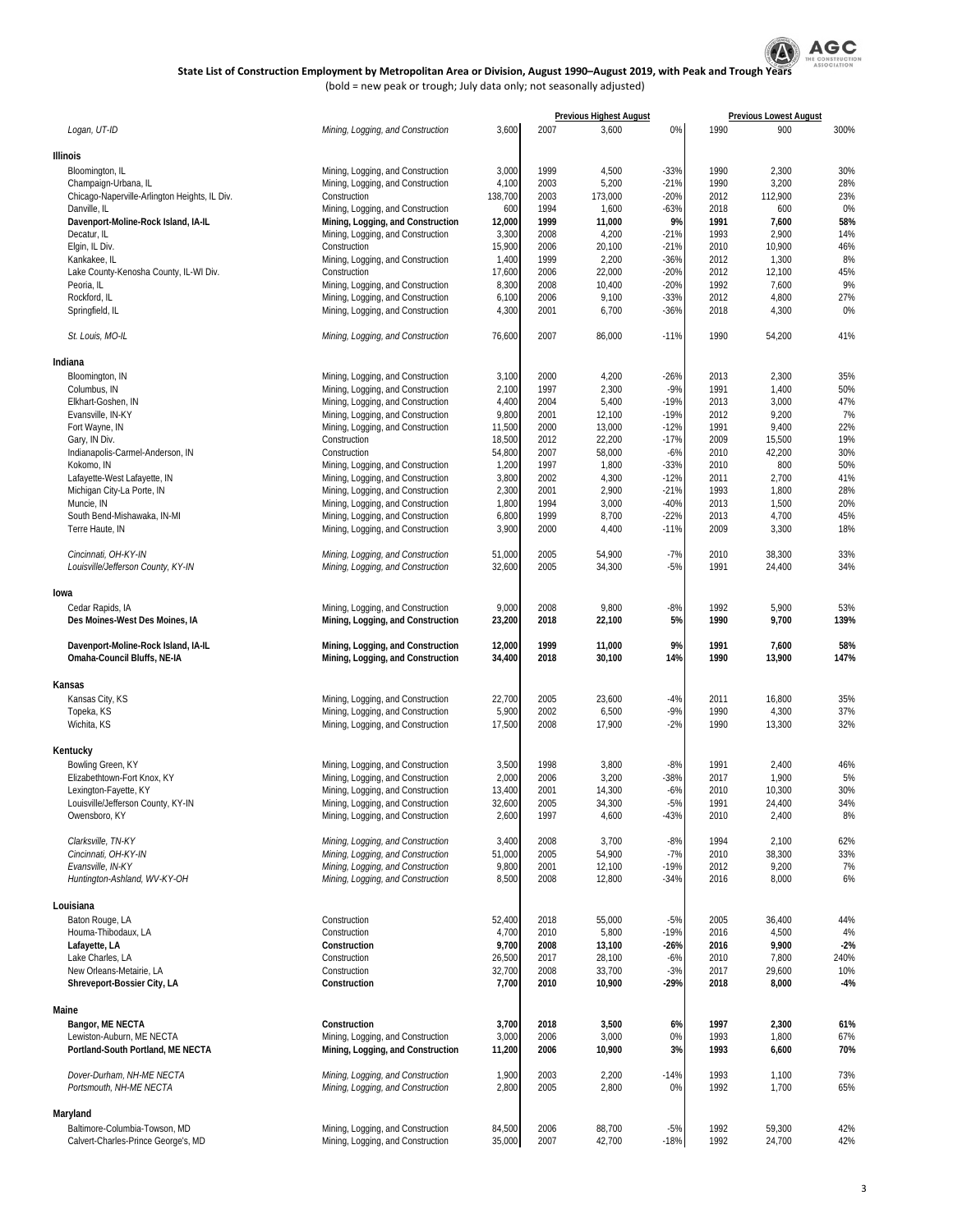**State List of Construction Employment by Metropolitan Area or Division, August 1990–August 2019, with Peak and Trough Years**

(bold = new peak or trough; July data only; not seasonally adjusted)

| | | | Previous Highest August | | | Previous Lowest August | | |
|---|---|---|---|---|---|---|---|---|
| *Logan, UT-ID* | *Mining, Logging, and Construction* | 3,600 | 2007 | 3,600 | 0% | 1990 | 900 | 300% |
| **Illinois** | | | | | | | | |
| Bloomington, IL | Mining, Logging, and Construction | 3,000 | 1999 | 4,500 | -33% | 1990 | 2,300 | 30% |
| Champaign-Urbana, IL | Mining, Logging, and Construction | 4,100 | 2003 | 5,200 | -21% | 1990 | 3,200 | 28% |
| Chicago-Naperville-Arlington Heights, IL Div. | Construction | 138,700 | 2003 | 173,000 | -20% | 2012 | 112,900 | 23% |
| Danville, IL | Mining, Logging, and Construction | 600 | 1994 | 1,600 | -63% | 2018 | 600 | 0% |
| **Davenport-Moline-Rock Island, IA-IL** | **Mining, Logging, and Construction** | **12,000** | **1999** | **11,000** | **9%** | **1991** | **7,600** | **58%** |
| Decatur, IL | Mining, Logging, and Construction | 3,300 | 2008 | 4,200 | -21% | 1993 | 2,900 | 14% |
| Elgin, IL Div. | Construction | 15,900 | 2006 | 20,100 | -21% | 2010 | 10,900 | 46% |
| Kankakee, IL | Mining, Logging, and Construction | 1,400 | 1999 | 2,200 | -36% | 2012 | 1,300 | 8% |
| Lake County-Kenosha County, IL-WI Div. | Construction | 17,600 | 2006 | 22,000 | -20% | 2012 | 12,100 | 45% |
| Peoria, IL | Mining, Logging, and Construction | 8,300 | 2008 | 10,400 | -20% | 1992 | 7,600 | 9% |
| Rockford, IL | Mining, Logging, and Construction | 6,100 | 2006 | 9,100 | -33% | 2012 | 4,800 | 27% |
| Springfield, IL | Mining, Logging, and Construction | 4,300 | 2001 | 6,700 | -36% | 2018 | 4,300 | 0% |
| *St. Louis, MO-IL* | *Mining, Logging, and Construction* | 76,600 | 2007 | 86,000 | -11% | 1990 | 54,200 | 41% |
| **Indiana** | | | | | | | | |
| Bloomington, IN | Mining, Logging, and Construction | 3,100 | 2000 | 4,200 | -26% | 2013 | 2,300 | 35% |
| Columbus, IN | Mining, Logging, and Construction | 2,100 | 1997 | 2,300 | -9% | 1991 | 1,400 | 50% |
| Elkhart-Goshen, IN | Mining, Logging, and Construction | 4,400 | 2004 | 5,400 | -19% | 2013 | 3,000 | 47% |
| Evansville, IN-KY | Mining, Logging, and Construction | 9,800 | 2001 | 12,100 | -19% | 2012 | 9,200 | 7% |
| Fort Wayne, IN | Mining, Logging, and Construction | 11,500 | 2000 | 13,000 | -12% | 1991 | 9,400 | 22% |
| Gary, IN Div. | Construction | 18,500 | 2012 | 22,200 | -17% | 2009 | 15,500 | 19% |
| Indianapolis-Carmel-Anderson, IN | Construction | 54,800 | 2007 | 58,000 | -6% | 2010 | 42,200 | 30% |
| Kokomo, IN | Mining, Logging, and Construction | 1,200 | 1997 | 1,800 | -33% | 2010 | 800 | 50% |
| Lafayette-West Lafayette, IN | Mining, Logging, and Construction | 3,800 | 2002 | 4,300 | -12% | 2011 | 2,700 | 41% |
| Michigan City-La Porte, IN | Mining, Logging, and Construction | 2,300 | 2001 | 2,900 | -21% | 1993 | 1,800 | 28% |
| Muncie, IN | Mining, Logging, and Construction | 1,800 | 1994 | 3,000 | -40% | 2013 | 1,500 | 20% |
| South Bend-Mishawaka, IN-MI | Mining, Logging, and Construction | 6,800 | 1999 | 8,700 | -22% | 2013 | 4,700 | 45% |
| Terre Haute, IN | Mining, Logging, and Construction | 3,900 | 2000 | 4,400 | -11% | 2009 | 3,300 | 18% |
| *Cincinnati, OH-KY-IN* | *Mining, Logging, and Construction* | 51,000 | 2005 | 54,900 | -7% | 2010 | 38,300 | 33% |
| *Louisville/Jefferson County, KY-IN* | *Mining, Logging, and Construction* | 32,600 | 2005 | 34,300 | -5% | 1991 | 24,400 | 34% |
| **Iowa** | | | | | | | | |
| Cedar Rapids, IA | Mining, Logging, and Construction | 9,000 | 2008 | 9,800 | -8% | 1992 | 5,900 | 53% |
| **Des Moines-West Des Moines, IA** | **Mining, Logging, and Construction** | **23,200** | **2018** | **22,100** | **5%** | **1990** | **9,700** | **139%** |
| **Davenport-Moline-Rock Island, IA-IL** | **Mining, Logging, and Construction** | **12,000** | **1999** | **11,000** | **9%** | **1991** | **7,600** | **58%** |
| **Omaha-Council Bluffs, NE-IA** | **Mining, Logging, and Construction** | **34,400** | **2018** | **30,100** | **14%** | **1990** | **13,900** | **147%** |
| **Kansas** | | | | | | | | |
| Kansas City, KS | Mining, Logging, and Construction | 22,700 | 2005 | 23,600 | -4% | 2011 | 16,800 | 35% |
| Topeka, KS | Mining, Logging, and Construction | 5,900 | 2002 | 6,500 | -9% | 1990 | 4,300 | 37% |
| Wichita, KS | Mining, Logging, and Construction | 17,500 | 2008 | 17,900 | -2% | 1990 | 13,300 | 32% |
| **Kentucky** | | | | | | | | |
| Bowling Green, KY | Mining, Logging, and Construction | 3,500 | 1998 | 3,800 | -8% | 1991 | 2,400 | 46% |
| Elizabethtown-Fort Knox, KY | Mining, Logging, and Construction | 2,000 | 2006 | 3,200 | -38% | 2017 | 1,900 | 5% |
| Lexington-Fayette, KY | Mining, Logging, and Construction | 13,400 | 2001 | 14,300 | -6% | 2010 | 10,300 | 30% |
| Louisville/Jefferson County, KY-IN | Mining, Logging, and Construction | 32,600 | 2005 | 34,300 | -5% | 1991 | 24,400 | 34% |
| Owensboro, KY | Mining, Logging, and Construction | 2,600 | 1997 | 4,600 | -43% | 2010 | 2,400 | 8% |
| *Clarksville, TN-KY* | *Mining, Logging, and Construction* | 3,400 | 2008 | 3,700 | -8% | 1994 | 2,100 | 62% |
| *Cincinnati, OH-KY-IN* | *Mining, Logging, and Construction* | 51,000 | 2005 | 54,900 | -7% | 2010 | 38,300 | 33% |
| *Evansville, IN-KY* | *Mining, Logging, and Construction* | 9,800 | 2001 | 12,100 | -19% | 2012 | 9,200 | 7% |
| *Huntington-Ashland, WV-KY-OH* | *Mining, Logging, and Construction* | 8,500 | 2008 | 12,800 | -34% | 2016 | 8,000 | 6% |
| **Louisiana** | | | | | | | | |
| Baton Rouge, LA | Construction | 52,400 | 2018 | 55,000 | -5% | 2005 | 36,400 | 44% |
| Houma-Thibodaux, LA | Construction | 4,700 | 2010 | 5,800 | -19% | 2016 | 4,500 | 4% |
| **Lafayette, LA** | **Construction** | **9,700** | **2008** | **13,100** | **-26%** | **2016** | **9,900** | **-2%** |
| Lake Charles, LA | Construction | 26,500 | 2017 | 28,100 | -6% | 2010 | 7,800 | 240% |
| New Orleans-Metairie, LA | Construction | 32,700 | 2008 | 33,700 | -3% | 2017 | 29,600 | 10% |
| **Shreveport-Bossier City, LA** | **Construction** | **7,700** | **2010** | **10,900** | **-29%** | **2018** | **8,000** | **-4%** |
| **Maine** | | | | | | | | |
| **Bangor, ME NECTA** | **Construction** | **3,700** | **2018** | **3,500** | **6%** | **1997** | **2,300** | **61%** |
| Lewiston-Auburn, ME NECTA | Mining, Logging, and Construction | 3,000 | 2006 | 3,000 | 0% | 1993 | 1,800 | 67% |
| **Portland-South Portland, ME NECTA** | **Mining, Logging, and Construction** | **11,200** | **2006** | **10,900** | **3%** | **1993** | **6,600** | **70%** |
| *Dover-Durham, NH-ME NECTA* | *Mining, Logging, and Construction* | 1,900 | 2003 | 2,200 | -14% | 1993 | 1,100 | 73% |
| *Portsmouth, NH-ME NECTA* | *Mining, Logging, and Construction* | 2,800 | 2005 | 2,800 | 0% | 1992 | 1,700 | 65% |
| **Maryland** | | | | | | | | |
| Baltimore-Columbia-Towson, MD | Mining, Logging, and Construction | 84,500 | 2006 | 88,700 | -5% | 1992 | 59,300 | 42% |
| Calvert-Charles-Prince George's, MD | Mining, Logging, and Construction | 35,000 | 2007 | 42,700 | -18% | 1992 | 24,700 | 42% |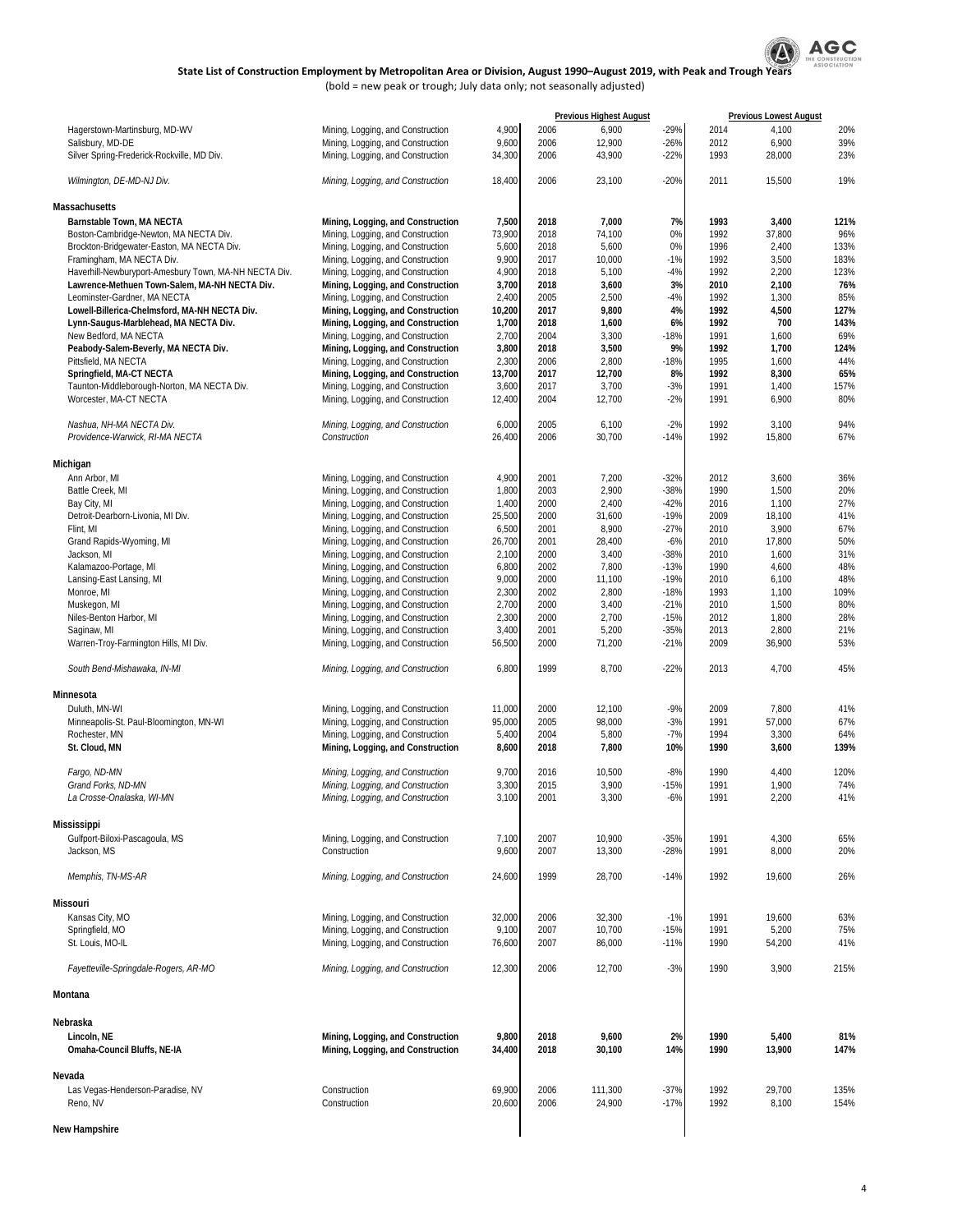**State List of Construction Employment by Metropolitan Area or Division, August 1990–August 2019, with Peak and Trough Years**

(bold = new peak or trough; July data only; not seasonally adjusted)

| | | | Previous Highest August | | | Previous Lowest August | | |
|---|---|---|---|---|---|---|---|---|
| Hagerstown-Martinsburg, MD-WV | Mining, Logging, and Construction | 4,900 | 2006 | 6,900 | -29% | 2014 | 4,100 | 20% |
| Salisbury, MD-DE | Mining, Logging, and Construction | 9,600 | 2006 | 12,900 | -26% | 2012 | 6,900 | 39% |
| Silver Spring-Frederick-Rockville, MD Div. | Mining, Logging, and Construction | 34,300 | 2006 | 43,900 | -22% | 1993 | 28,000 | 23% |
| *Wilmington, DE-MD-NJ Div.* | *Mining, Logging, and Construction* | 18,400 | 2006 | 23,100 | -20% | 2011 | 15,500 | 19% |
| **Massachusetts** | | | | | | | | |
| **Barnstable Town, MA NECTA** | **Mining, Logging, and Construction** | **7,500** | **2018** | **7,000** | **7%** | **1993** | **3,400** | **121%** |
| Boston-Cambridge-Newton, MA NECTA Div. | Mining, Logging, and Construction | 73,900 | 2018 | 74,100 | 0% | 1992 | 37,800 | 96% |
| Brockton-Bridgewater-Easton, MA NECTA Div. | Mining, Logging, and Construction | 5,600 | 2018 | 5,600 | 0% | 1996 | 2,400 | 133% |
| Framingham, MA NECTA Div. | Mining, Logging, and Construction | 9,900 | 2017 | 10,000 | -1% | 1992 | 3,500 | 183% |
| Haverhill-Newburyport-Amesbury Town, MA-NH NECTA Div. | Mining, Logging, and Construction | 4,900 | 2018 | 5,100 | -4% | 1992 | 2,200 | 123% |
| **Lawrence-Methuen Town-Salem, MA-NH NECTA Div.** | **Mining, Logging, and Construction** | **3,700** | **2018** | **3,600** | **3%** | **2010** | **2,100** | **76%** |
| Leominster-Gardner, MA NECTA | Mining, Logging, and Construction | 2,400 | 2005 | 2,500 | -4% | 1992 | 1,300 | 85% |
| **Lowell-Billerica-Chelmsford, MA-NH NECTA Div.** | **Mining, Logging, and Construction** | **10,200** | **2017** | **9,800** | **4%** | **1992** | **4,500** | **127%** |
| **Lynn-Saugus-Marblehead, MA NECTA Div.** | **Mining, Logging, and Construction** | **1,700** | **2018** | **1,600** | **6%** | **1992** | **700** | **143%** |
| New Bedford, MA NECTA | Mining, Logging, and Construction | 2,700 | 2004 | 3,300 | -18% | 1991 | 1,600 | 69% |
| **Peabody-Salem-Beverly, MA NECTA Div.** | **Mining, Logging, and Construction** | **3,800** | **2018** | **3,500** | **9%** | **1992** | **1,700** | **124%** |
| Pittsfield, MA NECTA | Mining, Logging, and Construction | 2,300 | 2006 | 2,800 | -18% | 1995 | 1,600 | 44% |
| **Springfield, MA-CT NECTA** | **Mining, Logging, and Construction** | **13,700** | **2017** | **12,700** | **8%** | **1992** | **8,300** | **65%** |
| Taunton-Middleborough-Norton, MA NECTA Div. | Mining, Logging, and Construction | 3,600 | 2017 | 3,700 | -3% | 1991 | 1,400 | 157% |
| Worcester, MA-CT NECTA | Mining, Logging, and Construction | 12,400 | 2004 | 12,700 | -2% | 1991 | 6,900 | 80% |
| *Nashua, NH-MA NECTA Div.* | *Mining, Logging, and Construction* | 6,000 | 2005 | 6,100 | -2% | 1992 | 3,100 | 94% |
| *Providence-Warwick, RI-MA NECTA* | *Construction* | 26,400 | 2006 | 30,700 | -14% | 1992 | 15,800 | 67% |
| **Michigan** | | | | | | | | |
| Ann Arbor, MI | Mining, Logging, and Construction | 4,900 | 2001 | 7,200 | -32% | 2012 | 3,600 | 36% |
| Battle Creek, MI | Mining, Logging, and Construction | 1,800 | 2003 | 2,900 | -38% | 1990 | 1,500 | 20% |
| Bay City, MI | Mining, Logging, and Construction | 1,400 | 2000 | 2,400 | -42% | 2016 | 1,100 | 27% |
| Detroit-Dearborn-Livonia, MI Div. | Mining, Logging, and Construction | 25,500 | 2000 | 31,600 | -19% | 2009 | 18,100 | 41% |
| Flint, MI | Mining, Logging, and Construction | 6,500 | 2001 | 8,900 | -27% | 2010 | 3,900 | 67% |
| Grand Rapids-Wyoming, MI | Mining, Logging, and Construction | 26,700 | 2001 | 28,400 | -6% | 2010 | 17,800 | 50% |
| Jackson, MI | Mining, Logging, and Construction | 2,100 | 2000 | 3,400 | -38% | 2010 | 1,600 | 31% |
| Kalamazoo-Portage, MI | Mining, Logging, and Construction | 6,800 | 2002 | 7,800 | -13% | 1990 | 4,600 | 48% |
| Lansing-East Lansing, MI | Mining, Logging, and Construction | 9,000 | 2000 | 11,100 | -19% | 2010 | 6,100 | 48% |
| Monroe, MI | Mining, Logging, and Construction | 2,300 | 2002 | 2,800 | -18% | 1993 | 1,100 | 109% |
| Muskegon, MI | Mining, Logging, and Construction | 2,700 | 2000 | 3,400 | -21% | 2010 | 1,500 | 80% |
| Niles-Benton Harbor, MI | Mining, Logging, and Construction | 2,300 | 2000 | 2,700 | -15% | 2012 | 1,800 | 28% |
| Saginaw, MI | Mining, Logging, and Construction | 3,400 | 2001 | 5,200 | -35% | 2013 | 2,800 | 21% |
| Warren-Troy-Farmington Hills, MI Div. | Mining, Logging, and Construction | 56,500 | 2000 | 71,200 | -21% | 2009 | 36,900 | 53% |
| *South Bend-Mishawaka, IN-MI* | *Mining, Logging, and Construction* | 6,800 | 1999 | 8,700 | -22% | 2013 | 4,700 | 45% |
| **Minnesota** | | | | | | | | |
| Duluth, MN-WI | Mining, Logging, and Construction | 11,000 | 2000 | 12,100 | -9% | 2009 | 7,800 | 41% |
| Minneapolis-St. Paul-Bloomington, MN-WI | Mining, Logging, and Construction | 95,000 | 2005 | 98,000 | -3% | 1991 | 57,000 | 67% |
| Rochester, MN | Mining, Logging, and Construction | 5,400 | 2004 | 5,800 | -7% | 1994 | 3,300 | 64% |
| **St. Cloud, MN** | **Mining, Logging, and Construction** | **8,600** | **2018** | **7,800** | **10%** | **1990** | **3,600** | **139%** |
| *Fargo, ND-MN* | *Mining, Logging, and Construction* | 9,700 | 2016 | 10,500 | -8% | 1990 | 4,400 | 120% |
| *Grand Forks, ND-MN* | *Mining, Logging, and Construction* | 3,300 | 2015 | 3,900 | -15% | 1991 | 1,900 | 74% |
| *La Crosse-Onalaska, WI-MN* | *Mining, Logging, and Construction* | 3,100 | 2001 | 3,300 | -6% | 1991 | 2,200 | 41% |
| **Mississippi** | | | | | | | | |
| Gulfport-Biloxi-Pascagoula, MS | Mining, Logging, and Construction | 7,100 | 2007 | 10,900 | -35% | 1991 | 4,300 | 65% |
| Jackson, MS | Construction | 9,600 | 2007 | 13,300 | -28% | 1991 | 8,000 | 20% |
| *Memphis, TN-MS-AR* | *Mining, Logging, and Construction* | 24,600 | 1999 | 28,700 | -14% | 1992 | 19,600 | 26% |
| **Missouri** | | | | | | | | |
| Kansas City, MO | Mining, Logging, and Construction | 32,000 | 2006 | 32,300 | -1% | 1991 | 19,600 | 63% |
| Springfield, MO | Mining, Logging, and Construction | 9,100 | 2007 | 10,700 | -15% | 1991 | 5,200 | 75% |
| St. Louis, MO-IL | Mining, Logging, and Construction | 76,600 | 2007 | 86,000 | -11% | 1990 | 54,200 | 41% |
| *Fayetteville-Springdale-Rogers, AR-MO* | *Mining, Logging, and Construction* | 12,300 | 2006 | 12,700 | -3% | 1990 | 3,900 | 215% |
| **Montana** | | | | | | | | |
| **Nebraska** | | | | | | | | |
| **Lincoln, NE** | **Mining, Logging, and Construction** | **9,800** | **2018** | **9,600** | **2%** | **1990** | **5,400** | **81%** |
| **Omaha-Council Bluffs, NE-IA** | **Mining, Logging, and Construction** | **34,400** | **2018** | **30,100** | **14%** | **1990** | **13,900** | **147%** |
| **Nevada** | | | | | | | | |
| Las Vegas-Henderson-Paradise, NV | Construction | 69,900 | 2006 | 111,300 | -37% | 1992 | 29,700 | 135% |
| Reno, NV | Construction | 20,600 | 2006 | 24,900 | -17% | 1992 | 8,100 | 154% |
| **New Hampshire** | | | | | | | | |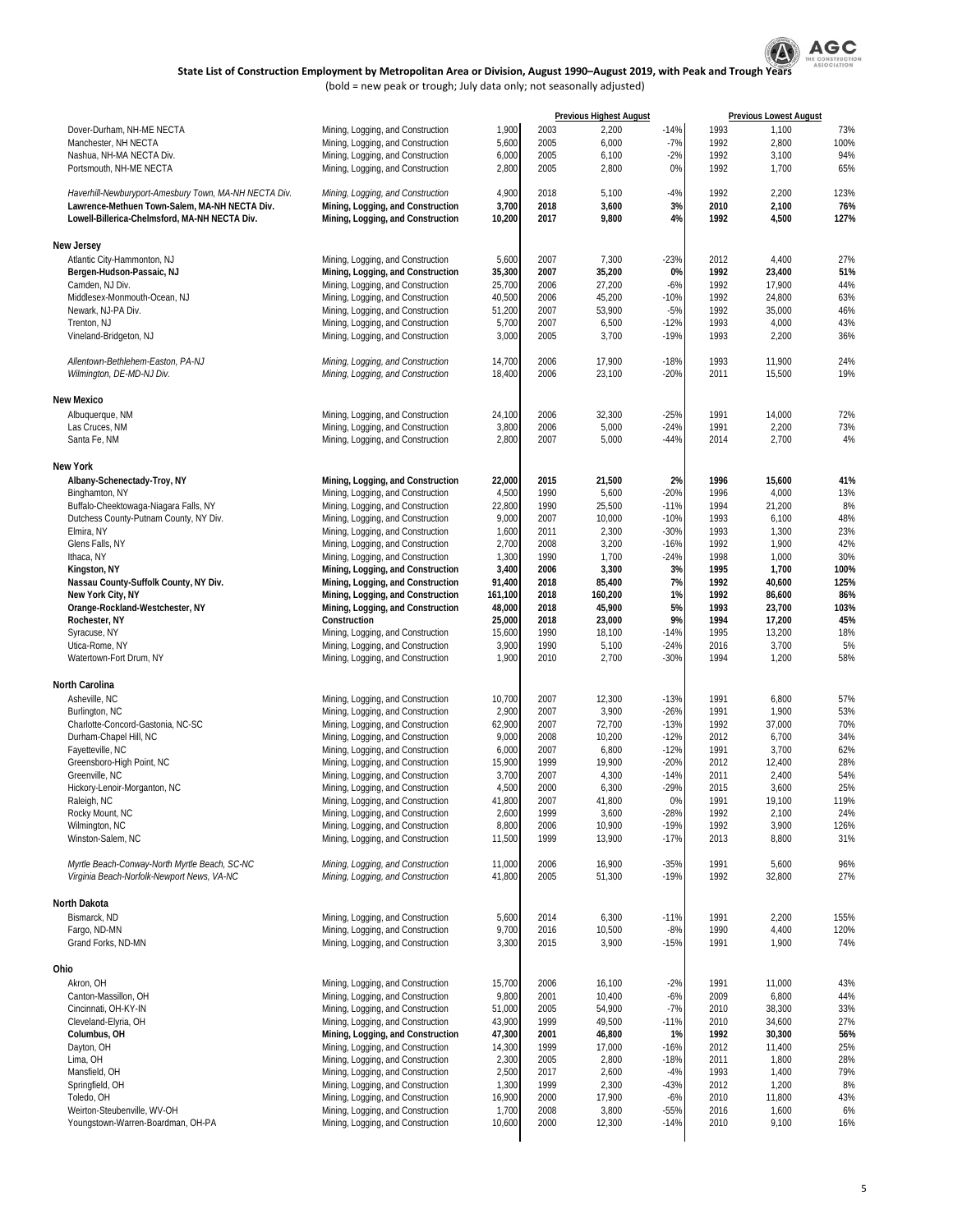# State List of Construction Employment by Metropolitan Area or Division, August 1990–August 2019, with Peak and Trough Years

(bold = new peak or trough; July data only; not seasonally adjusted)

| | | | Previous Highest August | | | Previous Lowest August | | |
|---|---|---|---|---|---|---|---|---|
| Dover-Durham, NH-ME NECTA | Mining, Logging, and Construction | 1,900 | 2003 | 2,200 | -14% | 1993 | 1,100 | 73% |
| Manchester, NH NECTA | Mining, Logging, and Construction | 5,600 | 2005 | 6,000 | -7% | 1992 | 2,800 | 100% |
| Nashua, NH-MA NECTA Div. | Mining, Logging, and Construction | 6,000 | 2005 | 6,100 | -2% | 1992 | 3,100 | 94% |
| Portsmouth, NH-ME NECTA | Mining, Logging, and Construction | 2,800 | 2005 | 2,800 | 0% | 1992 | 1,700 | 65% |
| *Haverhill-Newburyport-Amesbury Town, MA-NH NECTA Div.* | *Mining, Logging, and Construction* | *4,900* | *2018* | *5,100* | *-4%* | *1992* | *2,200* | *123%* |
| **Lawrence-Methuen Town-Salem, MA-NH NECTA Div.** | **Mining, Logging, and Construction** | **3,700** | **2018** | **3,600** | **3%** | **2010** | **2,100** | **76%** |
| **Lowell-Billerica-Chelmsford, MA-NH NECTA Div.** | **Mining, Logging, and Construction** | **10,200** | **2017** | **9,800** | **4%** | **1992** | **4,500** | **127%** |
| **New Jersey** | | | | | | | | |
| Atlantic City-Hammonton, NJ | Mining, Logging, and Construction | 5,600 | 2007 | 7,300 | -23% | 2012 | 4,400 | 27% |
| **Bergen-Hudson-Passaic, NJ** | **Mining, Logging, and Construction** | **35,300** | **2007** | **35,200** | **0%** | **1992** | **23,400** | **51%** |
| Camden, NJ Div. | Mining, Logging, and Construction | 25,700 | 2006 | 27,200 | -6% | 1992 | 17,900 | 44% |
| Middlesex-Monmouth-Ocean, NJ | Mining, Logging, and Construction | 40,500 | 2006 | 45,200 | -10% | 1992 | 24,800 | 63% |
| Newark, NJ-PA Div. | Mining, Logging, and Construction | 51,200 | 2007 | 53,900 | -5% | 1992 | 35,000 | 46% |
| Trenton, NJ | Mining, Logging, and Construction | 5,700 | 2007 | 6,500 | -12% | 1993 | 4,000 | 43% |
| Vineland-Bridgeton, NJ | Mining, Logging, and Construction | 3,000 | 2005 | 3,700 | -19% | 1993 | 2,200 | 36% |
| *Allentown-Bethlehem-Easton, PA-NJ* | *Mining, Logging, and Construction* | *14,700* | *2006* | *17,900* | *-18%* | *1993* | *11,900* | *24%* |
| *Wilmington, DE-MD-NJ Div.* | *Mining, Logging, and Construction* | *18,400* | *2006* | *23,100* | *-20%* | *2011* | *15,500* | *19%* |
| **New Mexico** | | | | | | | | |
| Albuquerque, NM | Mining, Logging, and Construction | 24,100 | 2006 | 32,300 | -25% | 1991 | 14,000 | 72% |
| Las Cruces, NM | Mining, Logging, and Construction | 3,800 | 2006 | 5,000 | -24% | 1991 | 2,200 | 73% |
| Santa Fe, NM | Mining, Logging, and Construction | 2,800 | 2007 | 5,000 | -44% | 2014 | 2,700 | 4% |
| **New York** | | | | | | | | |
| **Albany-Schenectady-Troy, NY** | **Mining, Logging, and Construction** | **22,000** | **2015** | **21,500** | **2%** | **1996** | **15,600** | **41%** |
| Binghamton, NY | Mining, Logging, and Construction | 4,500 | 1990 | 5,600 | -20% | 1996 | 4,000 | 13% |
| Buffalo-Cheektowaga-Niagara Falls, NY | Mining, Logging, and Construction | 22,800 | 1990 | 25,500 | -11% | 1994 | 21,200 | 8% |
| Dutchess County-Putnam County, NY Div. | Mining, Logging, and Construction | 9,000 | 2007 | 10,000 | -10% | 1993 | 6,100 | 48% |
| Elmira, NY | Mining, Logging, and Construction | 1,600 | 2011 | 2,300 | -30% | 1993 | 1,300 | 23% |
| Glens Falls, NY | Mining, Logging, and Construction | 2,700 | 2008 | 3,200 | -16% | 1992 | 1,900 | 42% |
| Ithaca, NY | Mining, Logging, and Construction | 1,300 | 1990 | 1,700 | -24% | 1998 | 1,000 | 30% |
| **Kingston, NY** | **Mining, Logging, and Construction** | **3,400** | **2006** | **3,300** | **3%** | **1995** | **1,700** | **100%** |
| **Nassau County-Suffolk County, NY Div.** | **Mining, Logging, and Construction** | **91,400** | **2018** | **85,400** | **7%** | **1992** | **40,600** | **125%** |
| **New York City, NY** | **Mining, Logging, and Construction** | **161,100** | **2018** | **160,200** | **1%** | **1992** | **86,600** | **86%** |
| **Orange-Rockland-Westchester, NY** | **Mining, Logging, and Construction** | **48,000** | **2018** | **45,900** | **5%** | **1993** | **23,700** | **103%** |
| **Rochester, NY** | **Construction** | **25,000** | **2018** | **23,000** | **9%** | **1994** | **17,200** | **45%** |
| Syracuse, NY | Mining, Logging, and Construction | 15,600 | 1990 | 18,100 | -14% | 1995 | 13,200 | 18% |
| Utica-Rome, NY | Mining, Logging, and Construction | 3,900 | 1990 | 5,100 | -24% | 2016 | 3,700 | 5% |
| Watertown-Fort Drum, NY | Mining, Logging, and Construction | 1,900 | 2010 | 2,700 | -30% | 1994 | 1,200 | 58% |
| **North Carolina** | | | | | | | | |
| Asheville, NC | Mining, Logging, and Construction | 10,700 | 2007 | 12,300 | -13% | 1991 | 6,800 | 57% |
| Burlington, NC | Mining, Logging, and Construction | 2,900 | 2007 | 3,900 | -26% | 1991 | 1,900 | 53% |
| Charlotte-Concord-Gastonia, NC-SC | Mining, Logging, and Construction | 62,900 | 2007 | 72,700 | -13% | 1992 | 37,000 | 70% |
| Durham-Chapel Hill, NC | Mining, Logging, and Construction | 9,000 | 2008 | 10,200 | -12% | 2012 | 6,700 | 34% |
| Fayetteville, NC | Mining, Logging, and Construction | 6,000 | 2007 | 6,800 | -12% | 1991 | 3,700 | 62% |
| Greensboro-High Point, NC | Mining, Logging, and Construction | 15,900 | 1999 | 19,900 | -20% | 2012 | 12,400 | 28% |
| Greenville, NC | Mining, Logging, and Construction | 3,700 | 2007 | 4,300 | -14% | 2011 | 2,400 | 54% |
| Hickory-Lenoir-Morganton, NC | Mining, Logging, and Construction | 4,500 | 2000 | 6,300 | -29% | 2015 | 3,600 | 25% |
| Raleigh, NC | Mining, Logging, and Construction | 41,800 | 2007 | 41,800 | 0% | 1991 | 19,100 | 119% |
| Rocky Mount, NC | Mining, Logging, and Construction | 2,600 | 1999 | 3,600 | -28% | 1992 | 2,100 | 24% |
| Wilmington, NC | Mining, Logging, and Construction | 8,800 | 2006 | 10,900 | -19% | 1992 | 3,900 | 126% |
| Winston-Salem, NC | Mining, Logging, and Construction | 11,500 | 1999 | 13,900 | -17% | 2013 | 8,800 | 31% |
| *Myrtle Beach-Conway-North Myrtle Beach, SC-NC* | *Mining, Logging, and Construction* | *11,000* | *2006* | *16,900* | *-35%* | *1991* | *5,600* | *96%* |
| *Virginia Beach-Norfolk-Newport News, VA-NC* | *Mining, Logging, and Construction* | *41,800* | *2005* | *51,300* | *-19%* | *1992* | *32,800* | *27%* |
| **North Dakota** | | | | | | | | |
| Bismarck, ND | Mining, Logging, and Construction | 5,600 | 2014 | 6,300 | -11% | 1991 | 2,200 | 155% |
| Fargo, ND-MN | Mining, Logging, and Construction | 9,700 | 2016 | 10,500 | -8% | 1990 | 4,400 | 120% |
| Grand Forks, ND-MN | Mining, Logging, and Construction | 3,300 | 2015 | 3,900 | -15% | 1991 | 1,900 | 74% |
| **Ohio** | | | | | | | | |
| Akron, OH | Mining, Logging, and Construction | 15,700 | 2006 | 16,100 | -2% | 1991 | 11,000 | 43% |
| Canton-Massillon, OH | Mining, Logging, and Construction | 9,800 | 2001 | 10,400 | -6% | 2009 | 6,800 | 44% |
| Cincinnati, OH-KY-IN | Mining, Logging, and Construction | 51,000 | 2005 | 54,900 | -7% | 2010 | 38,300 | 33% |
| Cleveland-Elyria, OH | Mining, Logging, and Construction | 43,900 | 1999 | 49,500 | -11% | 2010 | 34,600 | 27% |
| **Columbus, OH** | **Mining, Logging, and Construction** | **47,300** | **2001** | **46,800** | **1%** | **1992** | **30,300** | **56%** |
| Dayton, OH | Mining, Logging, and Construction | 14,300 | 1999 | 17,000 | -16% | 2012 | 11,400 | 25% |
| Lima, OH | Mining, Logging, and Construction | 2,300 | 2005 | 2,800 | -18% | 2011 | 1,800 | 28% |
| Mansfield, OH | Mining, Logging, and Construction | 2,500 | 2017 | 2,600 | -4% | 1993 | 1,400 | 79% |
| Springfield, OH | Mining, Logging, and Construction | 1,300 | 1999 | 2,300 | -43% | 2012 | 1,200 | 8% |
| Toledo, OH | Mining, Logging, and Construction | 16,900 | 2000 | 17,900 | -6% | 2010 | 11,800 | 43% |
| Weirton-Steubenville, WV-OH | Mining, Logging, and Construction | 1,700 | 2008 | 3,800 | -55% | 2016 | 1,600 | 6% |
| Youngstown-Warren-Boardman, OH-PA | Mining, Logging, and Construction | 10,600 | 2000 | 12,300 | -14% | 2010 | 9,100 | 16% |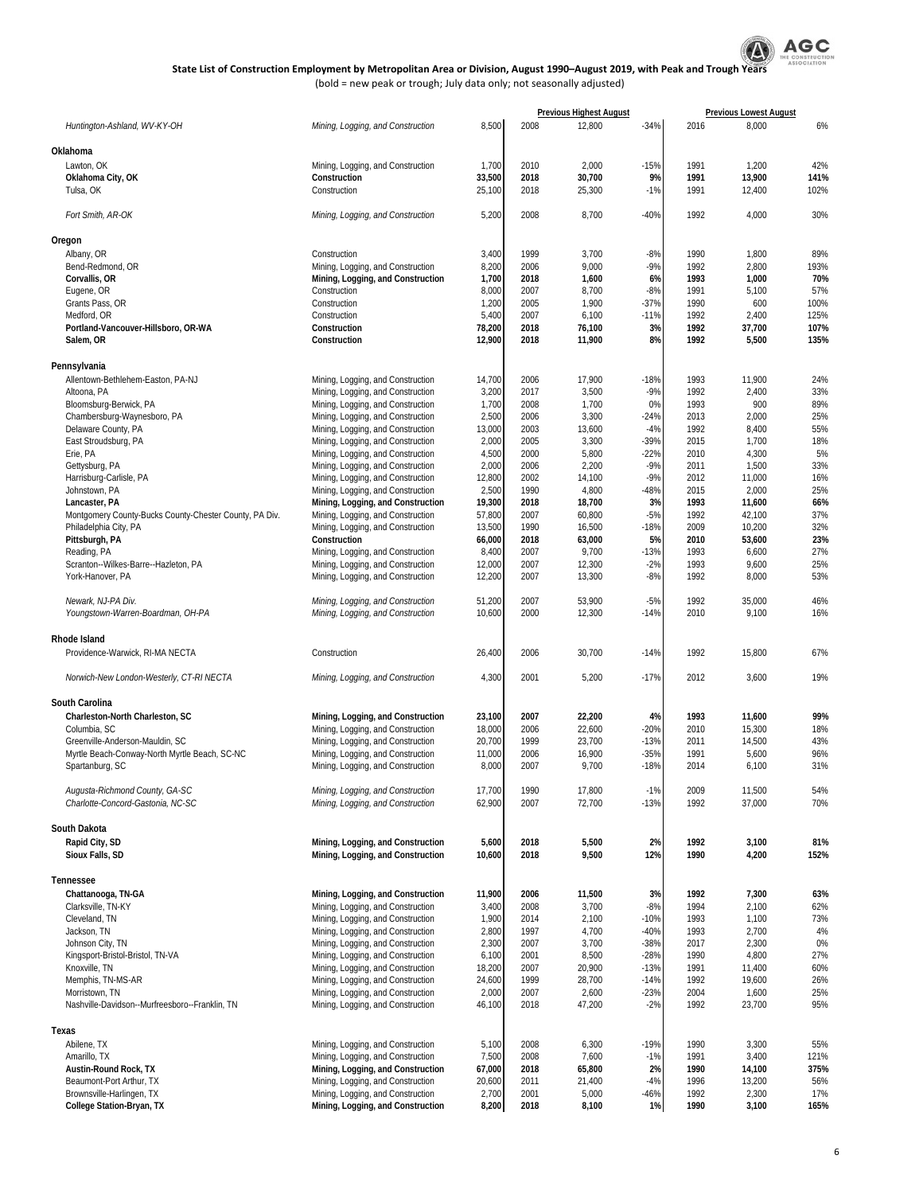**State List of Construction Employment by Metropolitan Area or Division, August 1990–August 2019, with Peak and Trough Years**

(bold = new peak or trough; July data only; not seasonally adjusted)

| | | | Previous Highest August | | | Previous Lowest August | | |
|---|---|---|---|---|---|---|---|---|
| *Huntington-Ashland, WV-KY-OH* | *Mining, Logging, and Construction* | 8,500 | 2008 | 12,800 | -34% | 2016 | 8,000 | 6% |
| **Oklahoma** | | | | | | | | |
| Lawton, OK | Mining, Logging, and Construction | 1,700 | 2010 | 2,000 | -15% | 1991 | 1,200 | 42% |
| **Oklahoma City, OK** | **Construction** | **33,500** | **2018** | **30,700** | **9%** | **1991** | **13,900** | **141%** |
| Tulsa, OK | Construction | 25,100 | 2018 | 25,300 | -1% | 1991 | 12,400 | 102% |
| *Fort Smith, AR-OK* | *Mining, Logging, and Construction* | 5,200 | 2008 | 8,700 | -40% | 1992 | 4,000 | 30% |
| **Oregon** | | | | | | | | |
| Albany, OR | Construction | 3,400 | 1999 | 3,700 | -8% | 1990 | 1,800 | 89% |
| Bend-Redmond, OR | Mining, Logging, and Construction | 8,200 | 2006 | 9,000 | -9% | 1992 | 2,800 | 193% |
| **Corvallis, OR** | **Mining, Logging, and Construction** | **1,700** | **2018** | **1,600** | **6%** | **1993** | **1,000** | **70%** |
| Eugene, OR | Construction | 8,000 | 2007 | 8,700 | -8% | 1991 | 5,100 | 57% |
| Grants Pass, OR | Construction | 1,200 | 2005 | 1,900 | -37% | 1990 | 600 | 100% |
| Medford, OR | Construction | 5,400 | 2007 | 6,100 | -11% | 1992 | 2,400 | 125% |
| **Portland-Vancouver-Hillsboro, OR-WA** | **Construction** | **78,200** | **2018** | **76,100** | **3%** | **1992** | **37,700** | **107%** |
| **Salem, OR** | **Construction** | **12,900** | **2018** | **11,900** | **8%** | **1992** | **5,500** | **135%** |
| **Pennsylvania** | | | | | | | | |
| Allentown-Bethlehem-Easton, PA-NJ | Mining, Logging, and Construction | 14,700 | 2006 | 17,900 | -18% | 1993 | 11,900 | 24% |
| Altoona, PA | Mining, Logging, and Construction | 3,200 | 2017 | 3,500 | -9% | 1992 | 2,400 | 33% |
| Bloomsburg-Berwick, PA | Mining, Logging, and Construction | 1,700 | 2008 | 1,700 | 0% | 1993 | 900 | 89% |
| Chambersburg-Waynesboro, PA | Mining, Logging, and Construction | 2,500 | 2006 | 3,300 | -24% | 2013 | 2,000 | 25% |
| Delaware County, PA | Mining, Logging, and Construction | 13,000 | 2003 | 13,600 | -4% | 1992 | 8,400 | 55% |
| East Stroudsburg, PA | Mining, Logging, and Construction | 2,000 | 2005 | 3,300 | -39% | 2015 | 1,700 | 18% |
| Erie, PA | Mining, Logging, and Construction | 4,500 | 2000 | 5,800 | -22% | 2010 | 4,300 | 5% |
| Gettysburg, PA | Mining, Logging, and Construction | 2,000 | 2006 | 2,200 | -9% | 2011 | 1,500 | 33% |
| Harrisburg-Carlisle, PA | Mining, Logging, and Construction | 12,800 | 2002 | 14,100 | -9% | 2012 | 11,000 | 16% |
| Johnstown, PA | Mining, Logging, and Construction | 2,500 | 1990 | 4,800 | -48% | 2015 | 2,000 | 25% |
| **Lancaster, PA** | **Mining, Logging, and Construction** | **19,300** | **2018** | **18,700** | **3%** | **1993** | **11,600** | **66%** |
| Montgomery County-Bucks County-Chester County, PA Div. | Mining, Logging, and Construction | 57,800 | 2007 | 60,800 | -5% | 1992 | 42,100 | 37% |
| Philadelphia City, PA | Mining, Logging, and Construction | 13,500 | 1990 | 16,500 | -18% | 2009 | 10,200 | 32% |
| **Pittsburgh, PA** | **Construction** | **66,000** | **2018** | **63,000** | **5%** | **2010** | **53,600** | **23%** |
| Reading, PA | Mining, Logging, and Construction | 8,400 | 2007 | 9,700 | -13% | 1993 | 6,600 | 27% |
| Scranton--Wilkes-Barre--Hazleton, PA | Mining, Logging, and Construction | 12,000 | 2007 | 12,300 | -2% | 1993 | 9,600 | 25% |
| York-Hanover, PA | Mining, Logging, and Construction | 12,200 | 2007 | 13,300 | -8% | 1992 | 8,000 | 53% |
| *Newark, NJ-PA Div.* | *Mining, Logging, and Construction* | 51,200 | 2007 | 53,900 | -5% | 1992 | 35,000 | 46% |
| *Youngstown-Warren-Boardman, OH-PA* | *Mining, Logging, and Construction* | 10,600 | 2000 | 12,300 | -14% | 2010 | 9,100 | 16% |
| **Rhode Island** | | | | | | | | |
| Providence-Warwick, RI-MA NECTA | Construction | 26,400 | 2006 | 30,700 | -14% | 1992 | 15,800 | 67% |
| *Norwich-New London-Westerly, CT-RI NECTA* | *Mining, Logging, and Construction* | 4,300 | 2001 | 5,200 | -17% | 2012 | 3,600 | 19% |
| **South Carolina** | | | | | | | | |
| **Charleston-North Charleston, SC** | **Mining, Logging, and Construction** | **23,100** | **2007** | **22,200** | **4%** | **1993** | **11,600** | **99%** |
| Columbia, SC | Mining, Logging, and Construction | 18,000 | 2006 | 22,600 | -20% | 2010 | 15,300 | 18% |
| Greenville-Anderson-Mauldin, SC | Mining, Logging, and Construction | 20,700 | 1999 | 23,700 | -13% | 2011 | 14,500 | 43% |
| Myrtle Beach-Conway-North Myrtle Beach, SC-NC | Mining, Logging, and Construction | 11,000 | 2006 | 16,900 | -35% | 1991 | 5,600 | 96% |
| Spartanburg, SC | Mining, Logging, and Construction | 8,000 | 2007 | 9,700 | -18% | 2014 | 6,100 | 31% |
| *Augusta-Richmond County, GA-SC* | *Mining, Logging, and Construction* | 17,700 | 1990 | 17,800 | -1% | 2009 | 11,500 | 54% |
| *Charlotte-Concord-Gastonia, NC-SC* | *Mining, Logging, and Construction* | 62,900 | 2007 | 72,700 | -13% | 1992 | 37,000 | 70% |
| **South Dakota** | | | | | | | | |
| **Rapid City, SD** | **Mining, Logging, and Construction** | **5,600** | **2018** | **5,500** | **2%** | **1992** | **3,100** | **81%** |
| **Sioux Falls, SD** | **Mining, Logging, and Construction** | **10,600** | **2018** | **9,500** | **12%** | **1990** | **4,200** | **152%** |
| **Tennessee** | | | | | | | | |
| **Chattanooga, TN-GA** | **Mining, Logging, and Construction** | **11,900** | **2006** | **11,500** | **3%** | **1992** | **7,300** | **63%** |
| Clarksville, TN-KY | Mining, Logging, and Construction | 3,400 | 2008 | 3,700 | -8% | 1994 | 2,100 | 62% |
| Cleveland, TN | Mining, Logging, and Construction | 1,900 | 2014 | 2,100 | -10% | 1993 | 1,100 | 73% |
| Jackson, TN | Mining, Logging, and Construction | 2,800 | 1997 | 4,700 | -40% | 1993 | 2,700 | 4% |
| Johnson City, TN | Mining, Logging, and Construction | 2,300 | 2007 | 3,700 | -38% | 2017 | 2,300 | 0% |
| Kingsport-Bristol-Bristol, TN-VA | Mining, Logging, and Construction | 6,100 | 2001 | 8,500 | -28% | 1990 | 4,800 | 27% |
| Knoxville, TN | Mining, Logging, and Construction | 18,200 | 2007 | 20,900 | -13% | 1991 | 11,400 | 60% |
| Memphis, TN-MS-AR | Mining, Logging, and Construction | 24,600 | 1999 | 28,700 | -14% | 1992 | 19,600 | 26% |
| Morristown, TN | Mining, Logging, and Construction | 2,000 | 2007 | 2,600 | -23% | 2004 | 1,600 | 25% |
| Nashville-Davidson--Murfreesboro--Franklin, TN | Mining, Logging, and Construction | 46,100 | 2018 | 47,200 | -2% | 1992 | 23,700 | 95% |
| **Texas** | | | | | | | | |
| Abilene, TX | Mining, Logging, and Construction | 5,100 | 2008 | 6,300 | -19% | 1990 | 3,300 | 55% |
| Amarillo, TX | Mining, Logging, and Construction | 7,500 | 2008 | 7,600 | -1% | 1991 | 3,400 | 121% |
| **Austin-Round Rock, TX** | **Mining, Logging, and Construction** | **67,000** | **2018** | **65,800** | **2%** | **1990** | **14,100** | **375%** |
| Beaumont-Port Arthur, TX | Mining, Logging, and Construction | 20,600 | 2011 | 21,400 | -4% | 1996 | 13,200 | 56% |
| Brownsville-Harlingen, TX | Mining, Logging, and Construction | 2,700 | 2001 | 5,000 | -46% | 1992 | 2,300 | 17% |
| **College Station-Bryan, TX** | **Mining, Logging, and Construction** | **8,200** | **2018** | **8,100** | **1%** | **1990** | **3,100** | **165%** |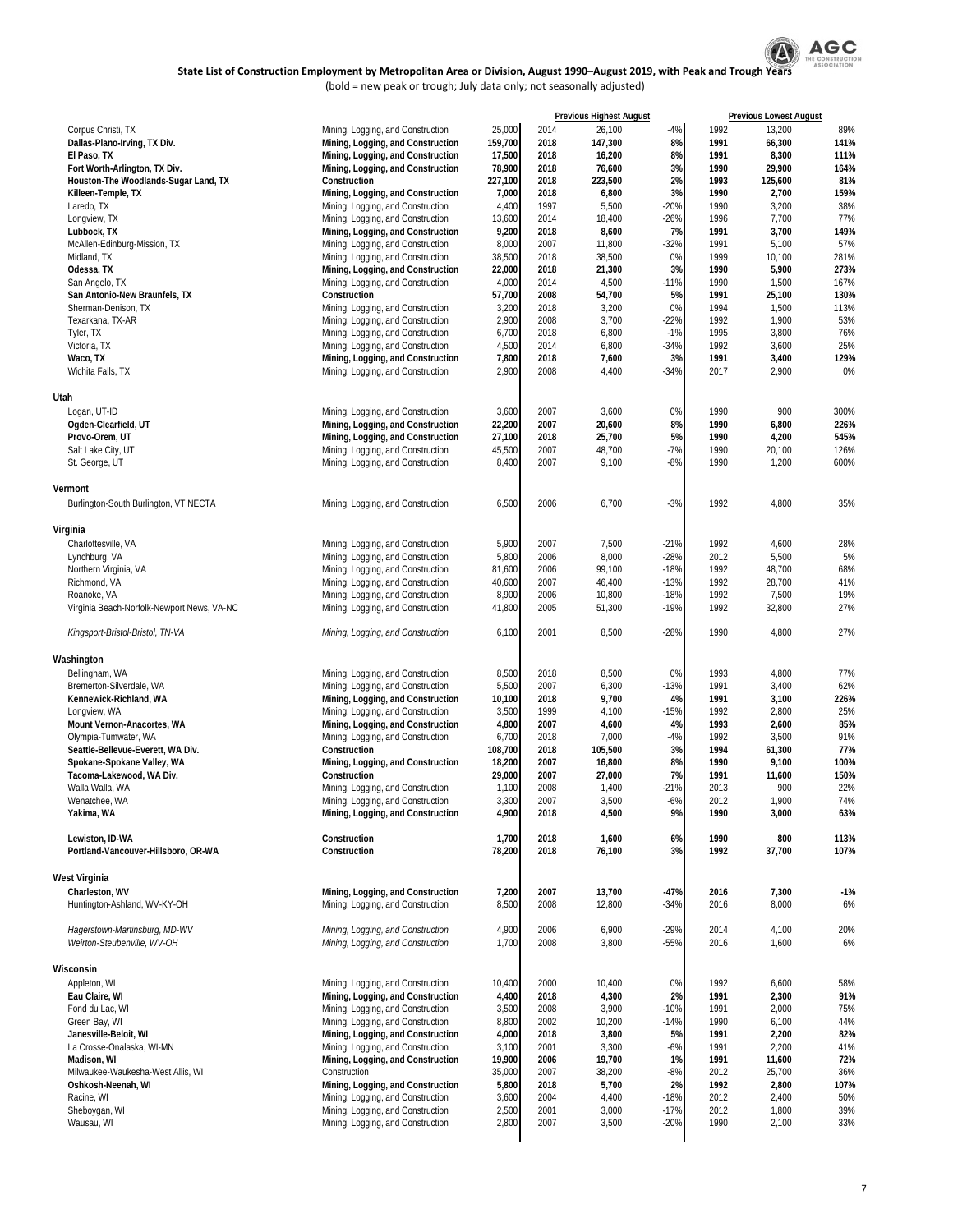## State List of Construction Employment by Metropolitan Area or Division, August 1990–August 2019, with Peak and Trough Years

(bold = new peak or trough; July data only; not seasonally adjusted)

| | | | Previous Highest August | | | Previous Lowest August | | |
|---|---|---|---|---|---|---|---|---|
| **Corpus Christi, TX** | Mining, Logging, and Construction | 25,000 | 2014 | 26,100 | -4% | 1992 | 13,200 | 89% |
| **Dallas-Plano-Irving, TX Div.** | **Mining, Logging, and Construction** | **159,700** | **2018** | **147,300** | **8%** | **1991** | **66,300** | **141%** |
| **El Paso, TX** | **Mining, Logging, and Construction** | **17,500** | **2018** | **16,200** | **8%** | **1991** | **8,300** | **111%** |
| **Fort Worth-Arlington, TX Div.** | **Mining, Logging, and Construction** | **78,900** | **2018** | **76,600** | **3%** | **1990** | **29,900** | **164%** |
| **Houston-The Woodlands-Sugar Land, TX** | **Construction** | **227,100** | **2018** | **223,500** | **2%** | **1993** | **125,600** | **81%** |
| **Killeen-Temple, TX** | **Mining, Logging, and Construction** | **7,000** | **2018** | **6,800** | **3%** | **1990** | **2,700** | **159%** |
| Laredo, TX | Mining, Logging, and Construction | 4,400 | 1997 | 5,500 | -20% | 1990 | 3,200 | 38% |
| Longview, TX | Mining, Logging, and Construction | 13,600 | 2014 | 18,400 | -26% | 1996 | 7,700 | 77% |
| **Lubbock, TX** | **Mining, Logging, and Construction** | **9,200** | **2018** | **8,600** | **7%** | **1991** | **3,700** | **149%** |
| McAllen-Edinburg-Mission, TX | Mining, Logging, and Construction | 8,000 | 2007 | 11,800 | -32% | 1991 | 5,100 | 57% |
| Midland, TX | Mining, Logging, and Construction | 38,500 | 2018 | 38,500 | 0% | 1999 | 10,100 | 281% |
| **Odessa, TX** | **Mining, Logging, and Construction** | **22,000** | **2018** | **21,300** | **3%** | **1990** | **5,900** | **273%** |
| San Angelo, TX | Mining, Logging, and Construction | 4,000 | 2014 | 4,500 | -11% | 1990 | 1,500 | 167% |
| **San Antonio-New Braunfels, TX** | **Construction** | **57,700** | **2008** | **54,700** | **5%** | **1991** | **25,100** | **130%** |
| Sherman-Denison, TX | Mining, Logging, and Construction | 3,200 | 2018 | 3,200 | 0% | 1994 | 1,500 | 113% |
| Texarkana, TX-AR | Mining, Logging, and Construction | 2,900 | 2008 | 3,700 | -22% | 1992 | 1,900 | 53% |
| Tyler, TX | Mining, Logging, and Construction | 6,700 | 2018 | 6,800 | -1% | 1995 | 3,800 | 76% |
| Victoria, TX | Mining, Logging, and Construction | 4,500 | 2014 | 6,800 | -34% | 1992 | 3,600 | 25% |
| **Waco, TX** | **Mining, Logging, and Construction** | **7,800** | **2018** | **7,600** | **3%** | **1991** | **3,400** | **129%** |
| Wichita Falls, TX | Mining, Logging, and Construction | 2,900 | 2008 | 4,400 | -34% | 2017 | 2,900 | 0% |
| **Utah** | | | | | | | | |
| Logan, UT-ID | Mining, Logging, and Construction | 3,600 | 2007 | 3,600 | 0% | 1990 | 900 | 300% |
| **Ogden-Clearfield, UT** | **Mining, Logging, and Construction** | **22,200** | **2007** | **20,600** | **8%** | **1990** | **6,800** | **226%** |
| **Provo-Orem, UT** | **Mining, Logging, and Construction** | **27,100** | **2018** | **25,700** | **5%** | **1990** | **4,200** | **545%** |
| Salt Lake City, UT | Mining, Logging, and Construction | 45,500 | 2007 | 48,700 | -7% | 1990 | 20,100 | 126% |
| St. George, UT | Mining, Logging, and Construction | 8,400 | 2007 | 9,100 | -8% | 1990 | 1,200 | 600% |
| **Vermont** | | | | | | | | |
| Burlington-South Burlington, VT NECTA | Mining, Logging, and Construction | 6,500 | 2006 | 6,700 | -3% | 1992 | 4,800 | 35% |
| **Virginia** | | | | | | | | |
| Charlottesville, VA | Mining, Logging, and Construction | 5,900 | 2007 | 7,500 | -21% | 1992 | 4,600 | 28% |
| Lynchburg, VA | Mining, Logging, and Construction | 5,800 | 2006 | 8,000 | -28% | 2012 | 5,500 | 5% |
| Northern Virginia, VA | Mining, Logging, and Construction | 81,600 | 2006 | 99,100 | -18% | 1992 | 48,700 | 68% |
| Richmond, VA | Mining, Logging, and Construction | 40,600 | 2007 | 46,400 | -13% | 1992 | 28,700 | 41% |
| Roanoke, VA | Mining, Logging, and Construction | 8,900 | 2006 | 10,800 | -18% | 1992 | 7,500 | 19% |
| Virginia Beach-Norfolk-Newport News, VA-NC | Mining, Logging, and Construction | 41,800 | 2005 | 51,300 | -19% | 1992 | 32,800 | 27% |
| *Kingsport-Bristol-Bristol, TN-VA* | *Mining, Logging, and Construction* | 6,100 | 2001 | 8,500 | -28% | 1990 | 4,800 | 27% |
| **Washington** | | | | | | | | |
| Bellingham, WA | Mining, Logging, and Construction | 8,500 | 2018 | 8,500 | 0% | 1993 | 4,800 | 77% |
| Bremerton-Silverdale, WA | Mining, Logging, and Construction | 5,500 | 2007 | 6,300 | -13% | 1991 | 3,400 | 62% |
| **Kennewick-Richland, WA** | **Mining, Logging, and Construction** | **10,100** | **2018** | **9,700** | **4%** | **1991** | **3,100** | **226%** |
| Longview, WA | Mining, Logging, and Construction | 3,500 | 1999 | 4,100 | -15% | 1992 | 2,800 | 25% |
| **Mount Vernon-Anacortes, WA** | **Mining, Logging, and Construction** | **4,800** | **2007** | **4,600** | **4%** | **1993** | **2,600** | **85%** |
| Olympia-Tumwater, WA | Mining, Logging, and Construction | 6,700 | 2018 | 7,000 | -4% | 1992 | 3,500 | 91% |
| **Seattle-Bellevue-Everett, WA Div.** | **Construction** | **108,700** | **2018** | **105,500** | **3%** | **1994** | **61,300** | **77%** |
| **Spokane-Spokane Valley, WA** | **Mining, Logging, and Construction** | **18,200** | **2007** | **16,800** | **8%** | **1990** | **9,100** | **100%** |
| **Tacoma-Lakewood, WA Div.** | **Construction** | **29,000** | **2007** | **27,000** | **7%** | **1991** | **11,600** | **150%** |
| Walla Walla, WA | Mining, Logging, and Construction | 1,100 | 2008 | 1,400 | -21% | 2013 | 900 | 22% |
| Wenatchee, WA | Mining, Logging, and Construction | 3,300 | 2007 | 3,500 | -6% | 2012 | 1,900 | 74% |
| **Yakima, WA** | **Mining, Logging, and Construction** | **4,900** | **2018** | **4,500** | **9%** | **1990** | **3,000** | **63%** |
| **Lewiston, ID-WA** | **Construction** | **1,700** | **2018** | **1,600** | **6%** | **1990** | **800** | **113%** |
| **Portland-Vancouver-Hillsboro, OR-WA** | **Construction** | **78,200** | **2018** | **76,100** | **3%** | **1992** | **37,700** | **107%** |
| **West Virginia** | | | | | | | | |
| **Charleston, WV** | **Mining, Logging, and Construction** | **7,200** | **2007** | **13,700** | **-47%** | **2016** | **7,300** | **-1%** |
| Huntington-Ashland, WV-KY-OH | Mining, Logging, and Construction | 8,500 | 2008 | 12,800 | -34% | 2016 | 8,000 | 6% |
| *Hagerstown-Martinsburg, MD-WV* | *Mining, Logging, and Construction* | 4,900 | 2006 | 6,900 | -29% | 2014 | 4,100 | 20% |
| *Weirton-Steubenville, WV-OH* | *Mining, Logging, and Construction* | 1,700 | 2008 | 3,800 | -55% | 2016 | 1,600 | 6% |
| **Wisconsin** | | | | | | | | |
| Appleton, WI | Mining, Logging, and Construction | 10,400 | 2000 | 10,400 | 0% | 1992 | 6,600 | 58% |
| **Eau Claire, WI** | **Mining, Logging, and Construction** | **4,400** | **2018** | **4,300** | **2%** | **1991** | **2,300** | **91%** |
| Fond du Lac, WI | Mining, Logging, and Construction | 3,500 | 2008 | 3,900 | -10% | 1991 | 2,000 | 75% |
| Green Bay, WI | Mining, Logging, and Construction | 8,800 | 2002 | 10,200 | -14% | 1990 | 6,100 | 44% |
| **Janesville-Beloit, WI** | **Mining, Logging, and Construction** | **4,000** | **2018** | **3,800** | **5%** | **1991** | **2,200** | **82%** |
| La Crosse-Onalaska, WI-MN | Mining, Logging, and Construction | 3,100 | 2001 | 3,300 | -6% | 1991 | 2,200 | 41% |
| **Madison, WI** | **Mining, Logging, and Construction** | **19,900** | **2006** | **19,700** | **1%** | **1991** | **11,600** | **72%** |
| Milwaukee-Waukesha-West Allis, WI | Construction | 35,000 | 2007 | 38,200 | -8% | 2012 | 25,700 | 36% |
| **Oshkosh-Neenah, WI** | **Mining, Logging, and Construction** | **5,800** | **2018** | **5,700** | **2%** | **1992** | **2,800** | **107%** |
| Racine, WI | Mining, Logging, and Construction | 3,600 | 2004 | 4,400 | -18% | 2012 | 2,400 | 50% |
| Sheboygan, WI | Mining, Logging, and Construction | 2,500 | 2001 | 3,000 | -17% | 2012 | 1,800 | 39% |
| Wausau, WI | Mining, Logging, and Construction | 2,800 | 2007 | 3,500 | -20% | 1990 | 2,100 | 33% |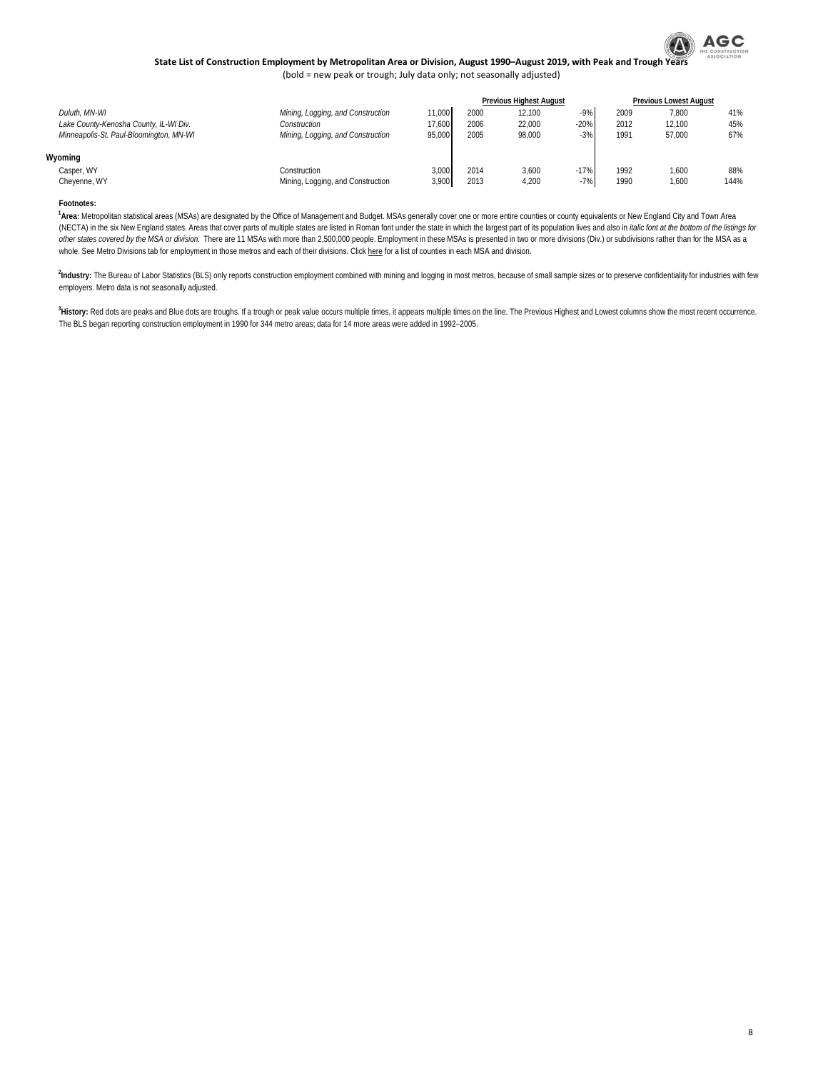**State List of Construction Employment by Metropolitan Area or Division, August 1990–August 2019, with Peak and Trough Years**

(bold = new peak or trough; July data only; not seasonally adjusted)

| | | | Previous Highest August | | | Previous Lowest August | | |
|---|---|---|---|---|---|---|---|---|
| *Duluth, MN-WI* | *Mining, Logging, and Construction* | 11,000 | 2000 | 12,100 | -9% | 2009 | 7,800 | 41% |
| *Lake County-Kenosha County, IL-WI Div.* | *Construction* | 17,600 | 2006 | 22,000 | -20% | 2012 | 12,100 | 45% |
| *Minneapolis-St. Paul-Bloomington, MN-WI* | *Mining, Logging, and Construction* | 95,000 | 2005 | 98,000 | -3% | 1991 | 57,000 | 67% |
| **Wyoming** | | | | | | | | |
| Casper, WY | Construction | 3,000 | 2014 | 3,600 | -17% | 1992 | 1,600 | 88% |
| Cheyenne, WY | Mining, Logging, and Construction | 3,900 | 2013 | 4,200 | -7% | 1990 | 1,600 | 144% |

**Footnotes:**

[1]**Area:** Metropolitan statistical areas (MSAs) are designated by the Office of Management and Budget. MSAs generally cover one or more entire counties or county equivalents or New England City and Town Area (NECTA) in the six New England states. Areas that cover parts of multiple states are listed in Roman font under the state in which the largest part of its population lives and also in *italic font at the bottom of the listings for other states covered by the MSA or division.* There are 11 MSAs with more than 2,500,000 people. Employment in these MSAs is presented in two or more divisions (Div.) or subdivisions rather than for the MSA as a whole. See Metro Divisions tab for employment in those metros and each of their divisions. Click here for a list of counties in each MSA and division.

[2]**Industry:** The Bureau of Labor Statistics (BLS) only reports construction employment combined with mining and logging in most metros, because of small sample sizes or to preserve confidentiality for industries with few employers. Metro data is not seasonally adjusted.

[3]**History:** Red dots are peaks and Blue dots are troughs. If a trough or peak value occurs multiple times, it appears multiple times on the line. The Previous Highest and Lowest columns show the most recent occurrence. The BLS began reporting construction employment in 1990 for 344 metro areas; data for 14 more areas were added in 1992–2005.